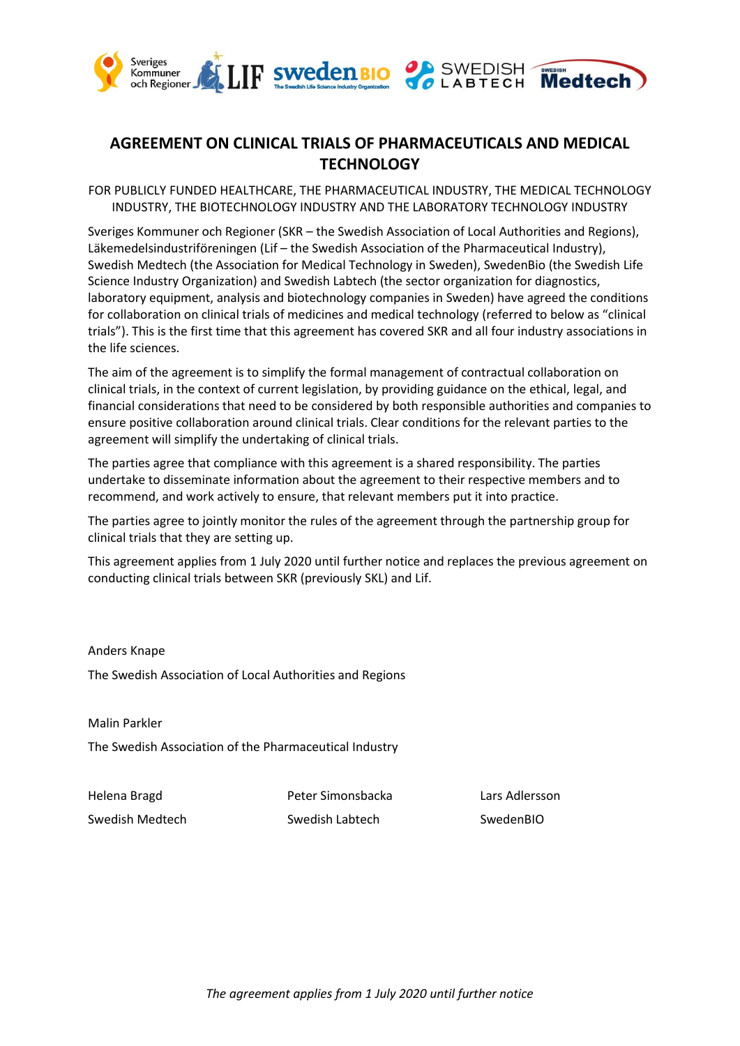# AGREEMENT ON CLINICAL TRIALS OF PHARMACEUTICALS AND MEDICAL TECHNOLOGY

FOR PUBLICLY FUNDED HEALTHCARE, THE PHARMACEUTICAL INDUSTRY, THE MEDICAL TECHNOLOGY INDUSTRY, THE BIOTECHNOLOGY INDUSTRY AND THE LABORATORY TECHNOLOGY INDUSTRY

Sveriges Kommuner och Regioner (SKR – the Swedish Association of Local Authorities and Regions), Läkemedelsindustriföreningen (Lif – the Swedish Association of the Pharmaceutical Industry), Swedish Medtech (the Association for Medical Technology in Sweden), SwedenBio (the Swedish Life Science Industry Organization) and Swedish Labtech (the sector organization for diagnostics, laboratory equipment, analysis and biotechnology companies in Sweden) have agreed the conditions for collaboration on clinical trials of medicines and medical technology (referred to below as "clinical trials"). This is the first time that this agreement has covered SKR and all four industry associations in the life sciences.

The aim of the agreement is to simplify the formal management of contractual collaboration on clinical trials, in the context of current legislation, by providing guidance on the ethical, legal, and financial considerations that need to be considered by both responsible authorities and companies to ensure positive collaboration around clinical trials. Clear conditions for the relevant parties to the agreement will simplify the undertaking of clinical trials.

The parties agree that compliance with this agreement is a shared responsibility. The parties undertake to disseminate information about the agreement to their respective members and to recommend, and work actively to ensure, that relevant members put it into practice.

The parties agree to jointly monitor the rules of the agreement through the partnership group for clinical trials that they are setting up.

This agreement applies from 1 July 2020 until further notice and replaces the previous agreement on conducting clinical trials between SKR (previously SKL) and Lif.

Anders Knape

The Swedish Association of Local Authorities and Regions

Malin Parkler

The Swedish Association of the Pharmaceutical Industry

Helena Bragd
Swedish Medtech

Peter Simonsbacka
Swedish Labtech

Lars Adlersson
SwedenBIO

*The agreement applies from 1 July 2020 until further notice*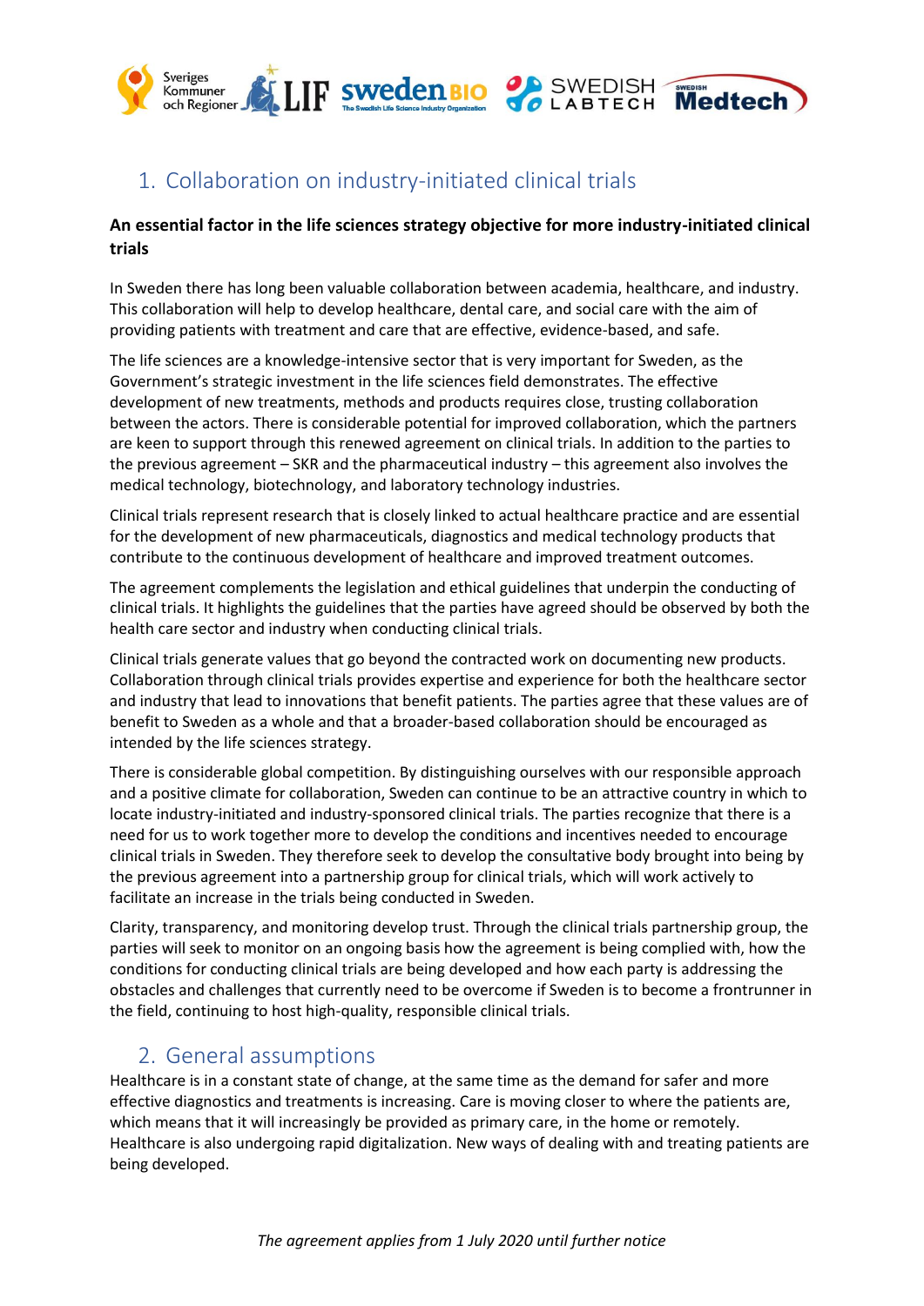## 1. Collaboration on industry-initiated clinical trials

**An essential factor in the life sciences strategy objective for more industry-initiated clinical trials**

In Sweden there has long been valuable collaboration between academia, healthcare, and industry. This collaboration will help to develop healthcare, dental care, and social care with the aim of providing patients with treatment and care that are effective, evidence-based, and safe.

The life sciences are a knowledge-intensive sector that is very important for Sweden, as the Government's strategic investment in the life sciences field demonstrates. The effective development of new treatments, methods and products requires close, trusting collaboration between the actors. There is considerable potential for improved collaboration, which the partners are keen to support through this renewed agreement on clinical trials. In addition to the parties to the previous agreement – SKR and the pharmaceutical industry – this agreement also involves the medical technology, biotechnology, and laboratory technology industries.

Clinical trials represent research that is closely linked to actual healthcare practice and are essential for the development of new pharmaceuticals, diagnostics and medical technology products that contribute to the continuous development of healthcare and improved treatment outcomes.

The agreement complements the legislation and ethical guidelines that underpin the conducting of clinical trials. It highlights the guidelines that the parties have agreed should be observed by both the health care sector and industry when conducting clinical trials.

Clinical trials generate values that go beyond the contracted work on documenting new products. Collaboration through clinical trials provides expertise and experience for both the healthcare sector and industry that lead to innovations that benefit patients. The parties agree that these values are of benefit to Sweden as a whole and that a broader-based collaboration should be encouraged as intended by the life sciences strategy.

There is considerable global competition. By distinguishing ourselves with our responsible approach and a positive climate for collaboration, Sweden can continue to be an attractive country in which to locate industry-initiated and industry-sponsored clinical trials. The parties recognize that there is a need for us to work together more to develop the conditions and incentives needed to encourage clinical trials in Sweden. They therefore seek to develop the consultative body brought into being by the previous agreement into a partnership group for clinical trials, which will work actively to facilitate an increase in the trials being conducted in Sweden.

Clarity, transparency, and monitoring develop trust. Through the clinical trials partnership group, the parties will seek to monitor on an ongoing basis how the agreement is being complied with, how the conditions for conducting clinical trials are being developed and how each party is addressing the obstacles and challenges that currently need to be overcome if Sweden is to become a frontrunner in the field, continuing to host high-quality, responsible clinical trials.

## 2. General assumptions

Healthcare is in a constant state of change, at the same time as the demand for safer and more effective diagnostics and treatments is increasing. Care is moving closer to where the patients are, which means that it will increasingly be provided as primary care, in the home or remotely. Healthcare is also undergoing rapid digitalization. New ways of dealing with and treating patients are being developed.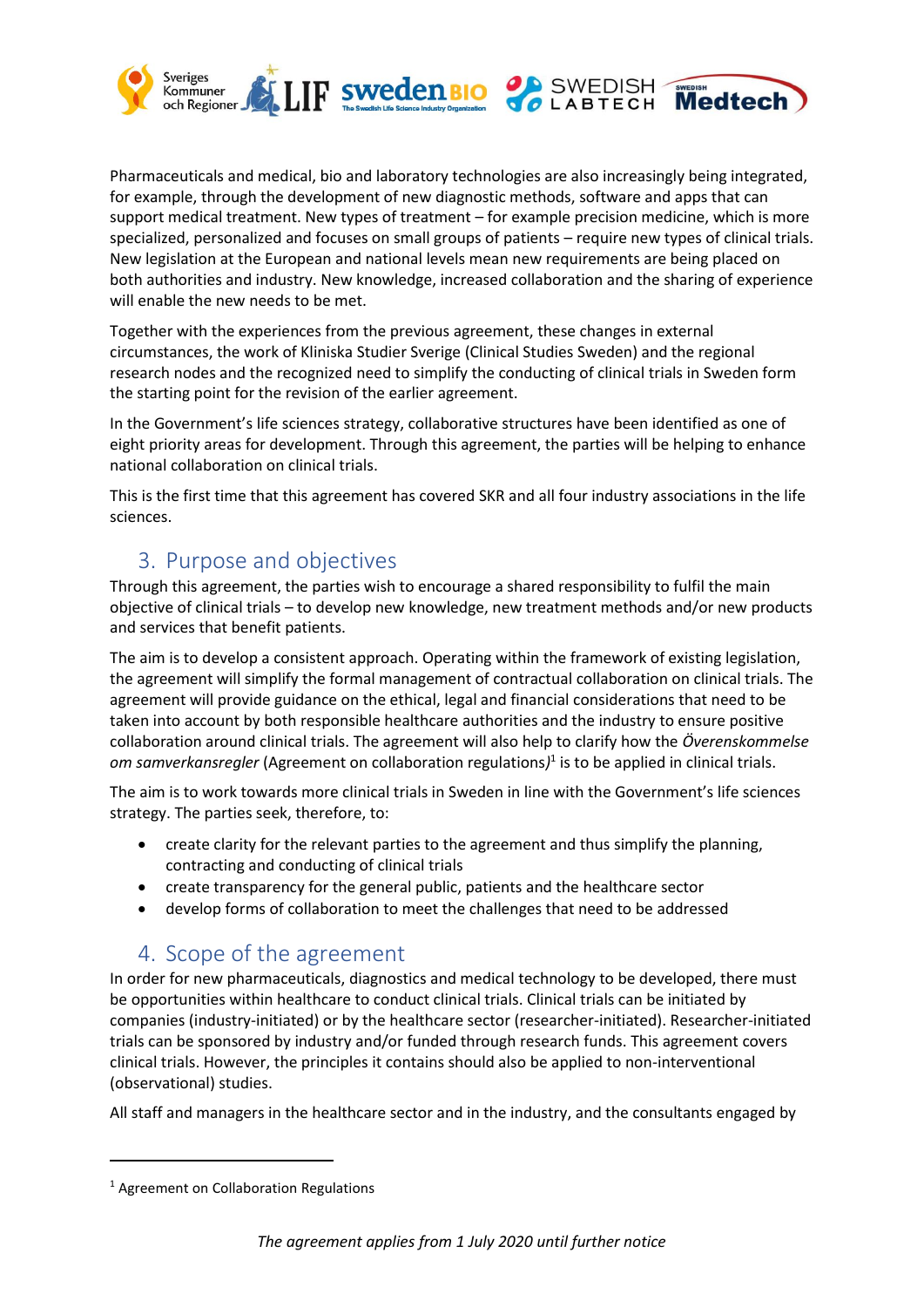Pharmaceuticals and medical, bio and laboratory technologies are also increasingly being integrated, for example, through the development of new diagnostic methods, software and apps that can support medical treatment. New types of treatment – for example precision medicine, which is more specialized, personalized and focuses on small groups of patients – require new types of clinical trials. New legislation at the European and national levels mean new requirements are being placed on both authorities and industry. New knowledge, increased collaboration and the sharing of experience will enable the new needs to be met.

Together with the experiences from the previous agreement, these changes in external circumstances, the work of Kliniska Studier Sverige (Clinical Studies Sweden) and the regional research nodes and the recognized need to simplify the conducting of clinical trials in Sweden form the starting point for the revision of the earlier agreement.

In the Government's life sciences strategy, collaborative structures have been identified as one of eight priority areas for development. Through this agreement, the parties will be helping to enhance national collaboration on clinical trials.

This is the first time that this agreement has covered SKR and all four industry associations in the life sciences.

## 3. Purpose and objectives

Through this agreement, the parties wish to encourage a shared responsibility to fulfil the main objective of clinical trials – to develop new knowledge, new treatment methods and/or new products and services that benefit patients.

The aim is to develop a consistent approach. Operating within the framework of existing legislation, the agreement will simplify the formal management of contractual collaboration on clinical trials. The agreement will provide guidance on the ethical, legal and financial considerations that need to be taken into account by both responsible healthcare authorities and the industry to ensure positive collaboration around clinical trials. The agreement will also help to clarify how the *Överenskommelse om samverkansregler* (Agreement on collaboration regulations*)*[1] is to be applied in clinical trials.

The aim is to work towards more clinical trials in Sweden in line with the Government's life sciences strategy. The parties seek, therefore, to:

- create clarity for the relevant parties to the agreement and thus simplify the planning, contracting and conducting of clinical trials
- create transparency for the general public, patients and the healthcare sector
- develop forms of collaboration to meet the challenges that need to be addressed

## 4. Scope of the agreement

In order for new pharmaceuticals, diagnostics and medical technology to be developed, there must be opportunities within healthcare to conduct clinical trials. Clinical trials can be initiated by companies (industry-initiated) or by the healthcare sector (researcher-initiated). Researcher-initiated trials can be sponsored by industry and/or funded through research funds. This agreement covers clinical trials. However, the principles it contains should also be applied to non-interventional (observational) studies.

All staff and managers in the healthcare sector and in the industry, and the consultants engaged by

[1] Agreement on Collaboration Regulations

*The agreement applies from 1 July 2020 until further notice*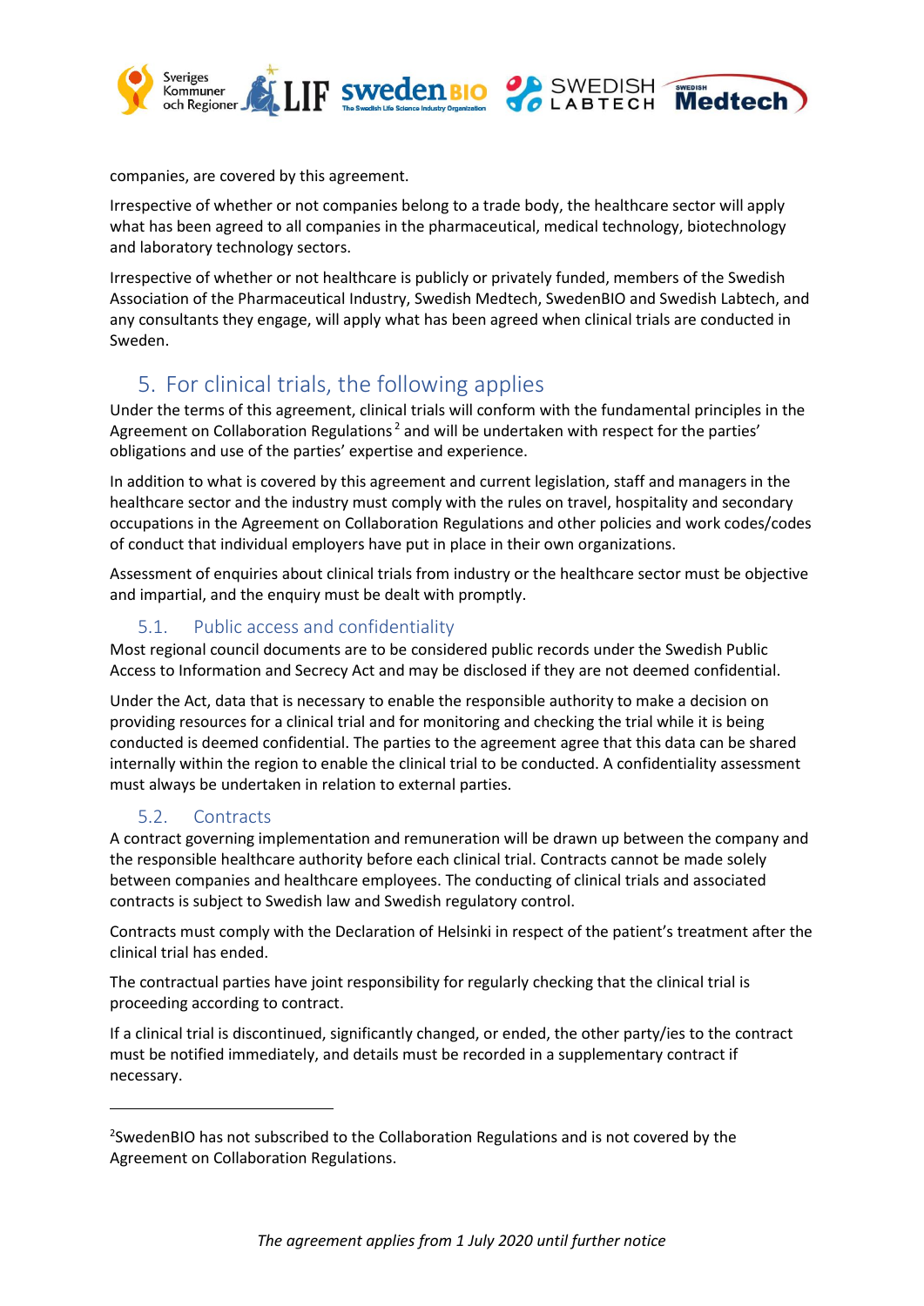companies, are covered by this agreement.

Irrespective of whether or not companies belong to a trade body, the healthcare sector will apply what has been agreed to all companies in the pharmaceutical, medical technology, biotechnology and laboratory technology sectors.

Irrespective of whether or not healthcare is publicly or privately funded, members of the Swedish Association of the Pharmaceutical Industry, Swedish Medtech, SwedenBIO and Swedish Labtech, and any consultants they engage, will apply what has been agreed when clinical trials are conducted in Sweden.

## 5. For clinical trials, the following applies

Under the terms of this agreement, clinical trials will conform with the fundamental principles in the Agreement on Collaboration Regulations[2] and will be undertaken with respect for the parties' obligations and use of the parties' expertise and experience.

In addition to what is covered by this agreement and current legislation, staff and managers in the healthcare sector and the industry must comply with the rules on travel, hospitality and secondary occupations in the Agreement on Collaboration Regulations and other policies and work codes/codes of conduct that individual employers have put in place in their own organizations.

Assessment of enquiries about clinical trials from industry or the healthcare sector must be objective and impartial, and the enquiry must be dealt with promptly.

### 5.1. Public access and confidentiality

Most regional council documents are to be considered public records under the Swedish Public Access to Information and Secrecy Act and may be disclosed if they are not deemed confidential.

Under the Act, data that is necessary to enable the responsible authority to make a decision on providing resources for a clinical trial and for monitoring and checking the trial while it is being conducted is deemed confidential. The parties to the agreement agree that this data can be shared internally within the region to enable the clinical trial to be conducted. A confidentiality assessment must always be undertaken in relation to external parties.

### 5.2. Contracts

A contract governing implementation and remuneration will be drawn up between the company and the responsible healthcare authority before each clinical trial. Contracts cannot be made solely between companies and healthcare employees. The conducting of clinical trials and associated contracts is subject to Swedish law and Swedish regulatory control.

Contracts must comply with the Declaration of Helsinki in respect of the patient's treatment after the clinical trial has ended.

The contractual parties have joint responsibility for regularly checking that the clinical trial is proceeding according to contract.

If a clinical trial is discontinued, significantly changed, or ended, the other party/ies to the contract must be notified immediately, and details must be recorded in a supplementary contract if necessary.

---

[2] SwedenBIO has not subscribed to the Collaboration Regulations and is not covered by the Agreement on Collaboration Regulations.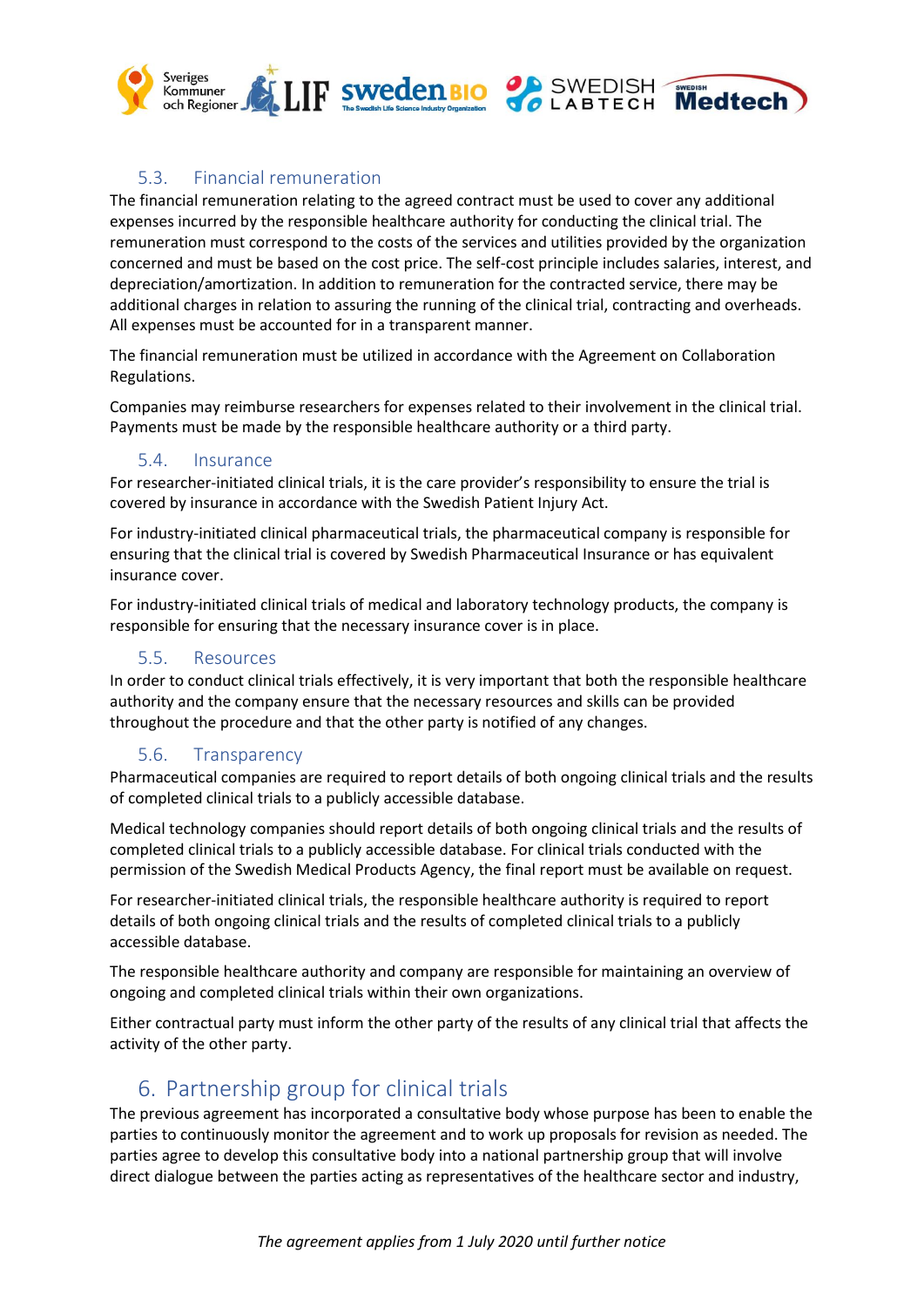### 5.3. Financial remuneration

The financial remuneration relating to the agreed contract must be used to cover any additional expenses incurred by the responsible healthcare authority for conducting the clinical trial. The remuneration must correspond to the costs of the services and utilities provided by the organization concerned and must be based on the cost price. The self-cost principle includes salaries, interest, and depreciation/amortization. In addition to remuneration for the contracted service, there may be additional charges in relation to assuring the running of the clinical trial, contracting and overheads. All expenses must be accounted for in a transparent manner.

The financial remuneration must be utilized in accordance with the Agreement on Collaboration Regulations.

Companies may reimburse researchers for expenses related to their involvement in the clinical trial. Payments must be made by the responsible healthcare authority or a third party.

### 5.4. Insurance

For researcher-initiated clinical trials, it is the care provider's responsibility to ensure the trial is covered by insurance in accordance with the Swedish Patient Injury Act.

For industry-initiated clinical pharmaceutical trials, the pharmaceutical company is responsible for ensuring that the clinical trial is covered by Swedish Pharmaceutical Insurance or has equivalent insurance cover.

For industry-initiated clinical trials of medical and laboratory technology products, the company is responsible for ensuring that the necessary insurance cover is in place.

### 5.5. Resources

In order to conduct clinical trials effectively, it is very important that both the responsible healthcare authority and the company ensure that the necessary resources and skills can be provided throughout the procedure and that the other party is notified of any changes.

### 5.6. Transparency

Pharmaceutical companies are required to report details of both ongoing clinical trials and the results of completed clinical trials to a publicly accessible database.

Medical technology companies should report details of both ongoing clinical trials and the results of completed clinical trials to a publicly accessible database. For clinical trials conducted with the permission of the Swedish Medical Products Agency, the final report must be available on request.

For researcher-initiated clinical trials, the responsible healthcare authority is required to report details of both ongoing clinical trials and the results of completed clinical trials to a publicly accessible database.

The responsible healthcare authority and company are responsible for maintaining an overview of ongoing and completed clinical trials within their own organizations.

Either contractual party must inform the other party of the results of any clinical trial that affects the activity of the other party.

## 6. Partnership group for clinical trials

The previous agreement has incorporated a consultative body whose purpose has been to enable the parties to continuously monitor the agreement and to work up proposals for revision as needed. The parties agree to develop this consultative body into a national partnership group that will involve direct dialogue between the parties acting as representatives of the healthcare sector and industry,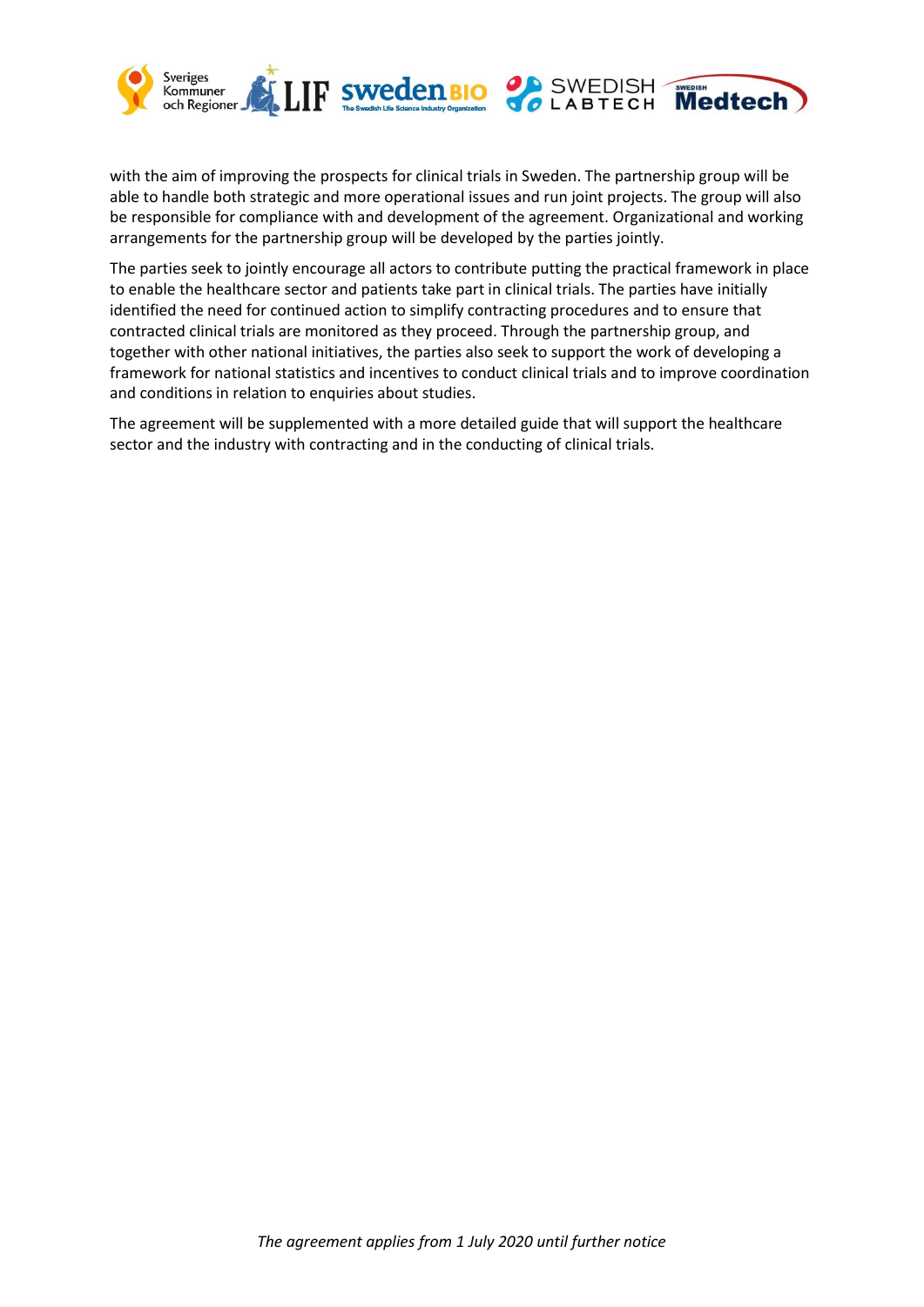with the aim of improving the prospects for clinical trials in Sweden. The partnership group will be able to handle both strategic and more operational issues and run joint projects. The group will also be responsible for compliance with and development of the agreement. Organizational and working arrangements for the partnership group will be developed by the parties jointly.

The parties seek to jointly encourage all actors to contribute putting the practical framework in place to enable the healthcare sector and patients take part in clinical trials. The parties have initially identified the need for continued action to simplify contracting procedures and to ensure that contracted clinical trials are monitored as they proceed. Through the partnership group, and together with other national initiatives, the parties also seek to support the work of developing a framework for national statistics and incentives to conduct clinical trials and to improve coordination and conditions in relation to enquiries about studies.

The agreement will be supplemented with a more detailed guide that will support the healthcare sector and the industry with contracting and in the conducting of clinical trials.

*The agreement applies from 1 July 2020 until further notice*